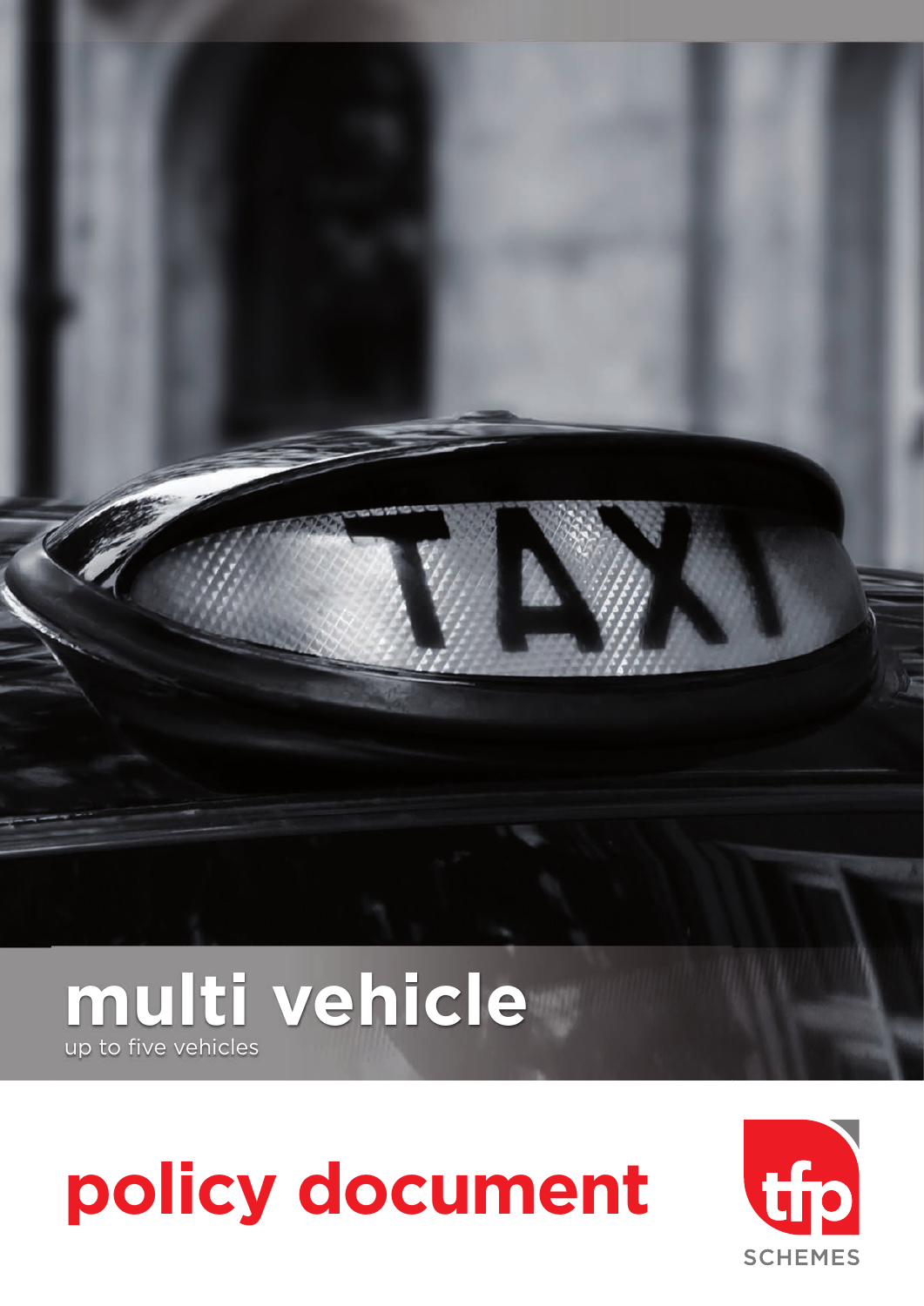# multi vehicle

up to five vehicles

# policy document

tfp

SCHEMES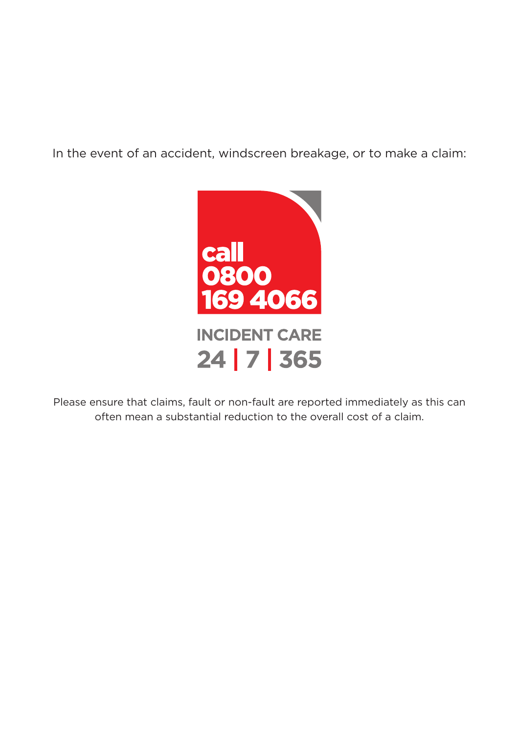In the event of an accident, windscreen breakage, or to make a claim:

**call 0800 169 4066**

**INCIDENT CARE**

**24 | 7 | 365**

Please ensure that claims, fault or non-fault are reported immediately as this can often mean a substantial reduction to the overall cost of a claim.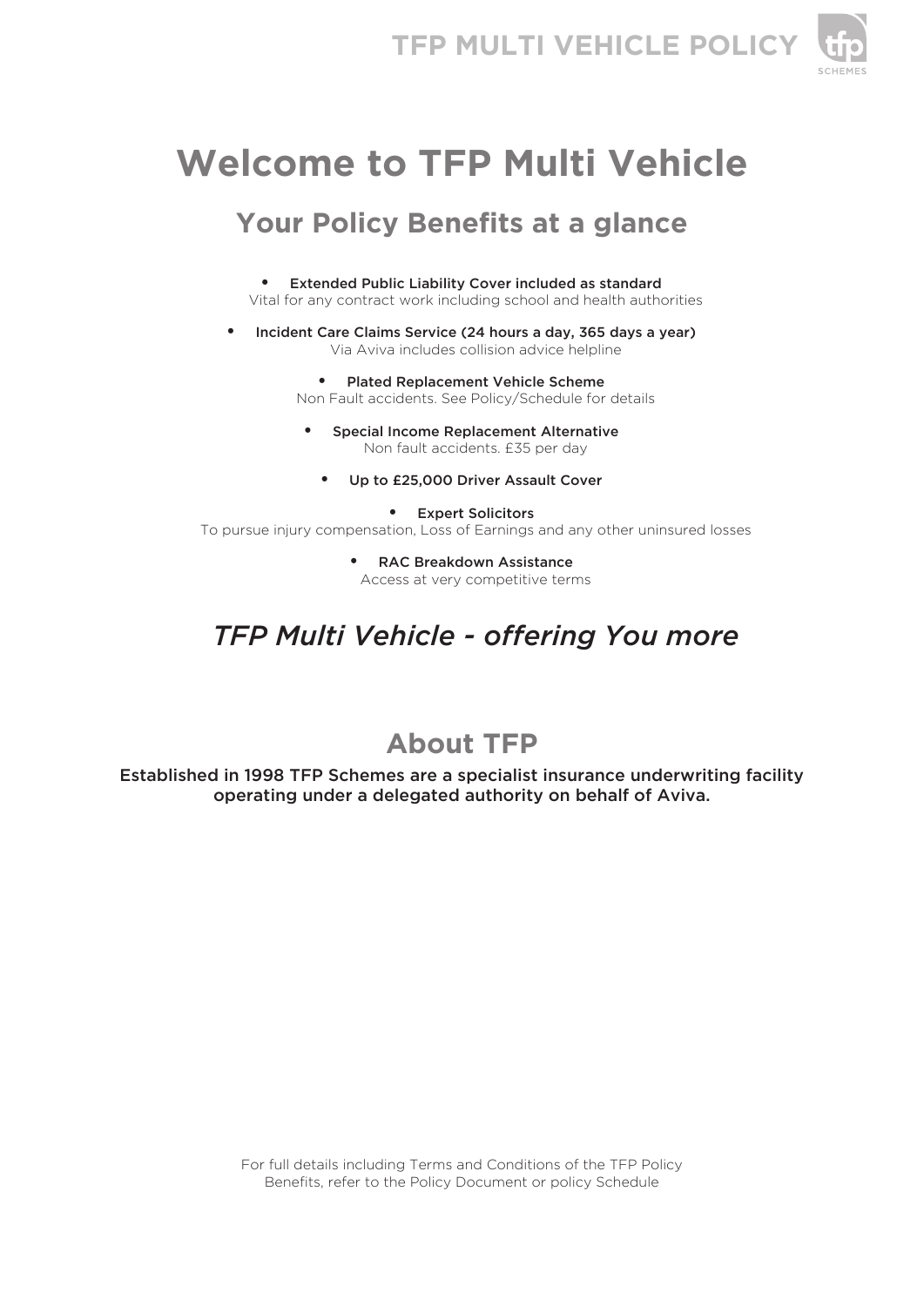# Welcome to TFP Multi Vehicle

## Your Policy Benefits at a glance

- **Extended Public Liability Cover included as standard**
  Vital for any contract work including school and health authorities
- **Incident Care Claims Service (24 hours a day, 365 days a year)**
  Via Aviva includes collision advice helpline
- **Plated Replacement Vehicle Scheme**
  Non Fault accidents. See Policy/Schedule for details
- **Special Income Replacement Alternative**
  Non fault accidents. £35 per day
- **Up to £25,000 Driver Assault Cover**
- **Expert Solicitors**
  To pursue injury compensation, Loss of Earnings and any other uninsured losses
- **RAC Breakdown Assistance**
  Access at very competitive terms

## *TFP Multi Vehicle - offering You more*

## About TFP

**Established in 1998 TFP Schemes are a specialist insurance underwriting facility operating under a delegated authority on behalf of Aviva.**

For full details including Terms and Conditions of the TFP Policy Benefits, refer to the Policy Document or policy Schedule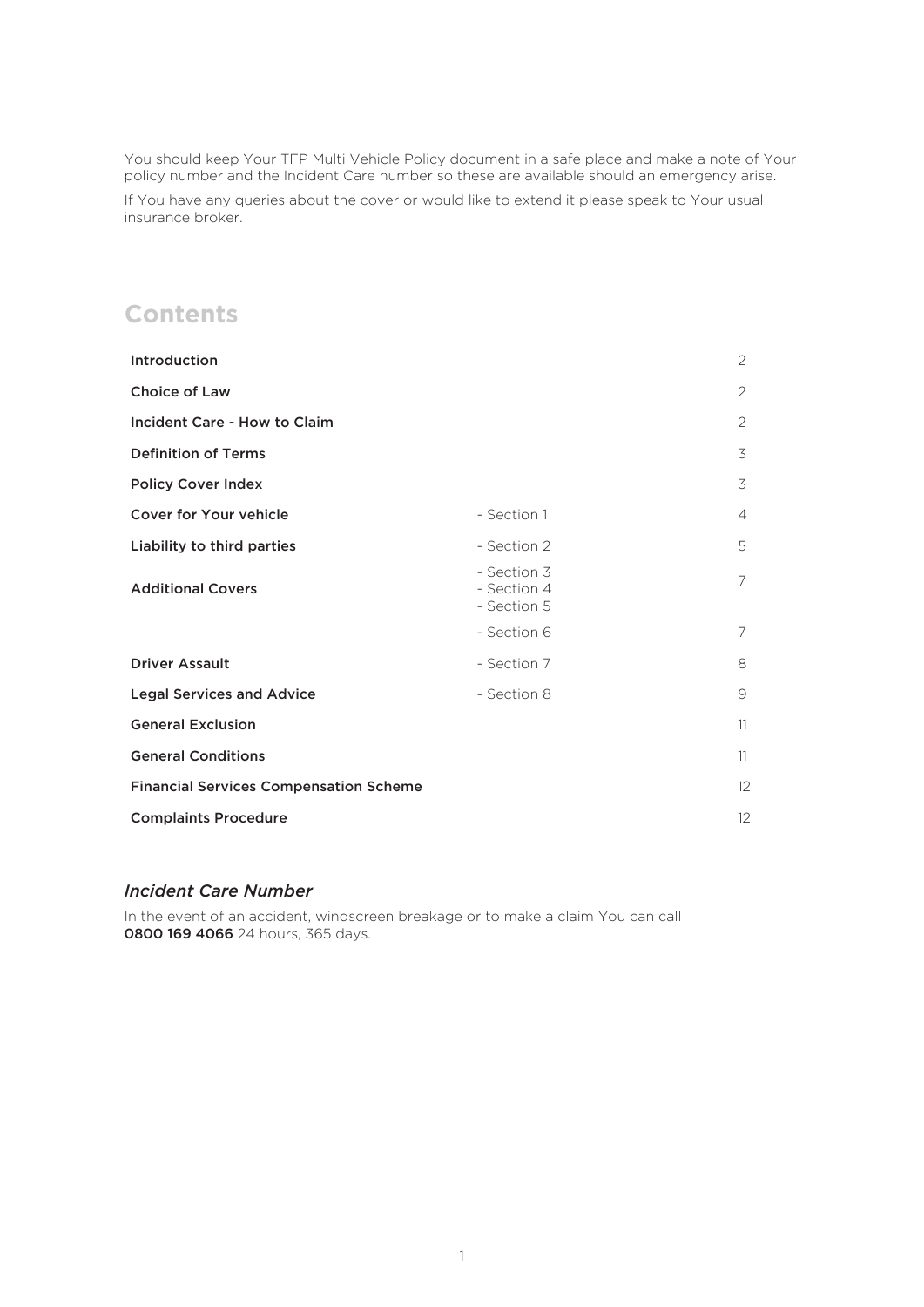You should keep Your TFP Multi Vehicle Policy document in a safe place and make a note of Your policy number and the Incident Care number so these are available should an emergency arise.

If You have any queries about the cover or would like to extend it please speak to Your usual insurance broker.

# Contents

| | | |
|---|---|---|
| **Introduction** | | 2 |
| **Choice of Law** | | 2 |
| **Incident Care - How to Claim** | | 2 |
| **Definition of Terms** | | 3 |
| **Policy Cover Index** | | 3 |
| **Cover for Your vehicle** | - Section 1 | 4 |
| **Liability to third parties** | - Section 2 | 5 |
| **Additional Covers** | - Section 3<br>- Section 4<br>- Section 5 | 7 |
| | - Section 6 | 7 |
| **Driver Assault** | - Section 7 | 8 |
| **Legal Services and Advice** | - Section 8 | 9 |
| **General Exclusion** | | 11 |
| **General Conditions** | | 11 |
| **Financial Services Compensation Scheme** | | 12 |
| **Complaints Procedure** | | 12 |

### *Incident Care Number*

In the event of an accident, windscreen breakage or to make a claim You can call **0800 169 4066** 24 hours, 365 days.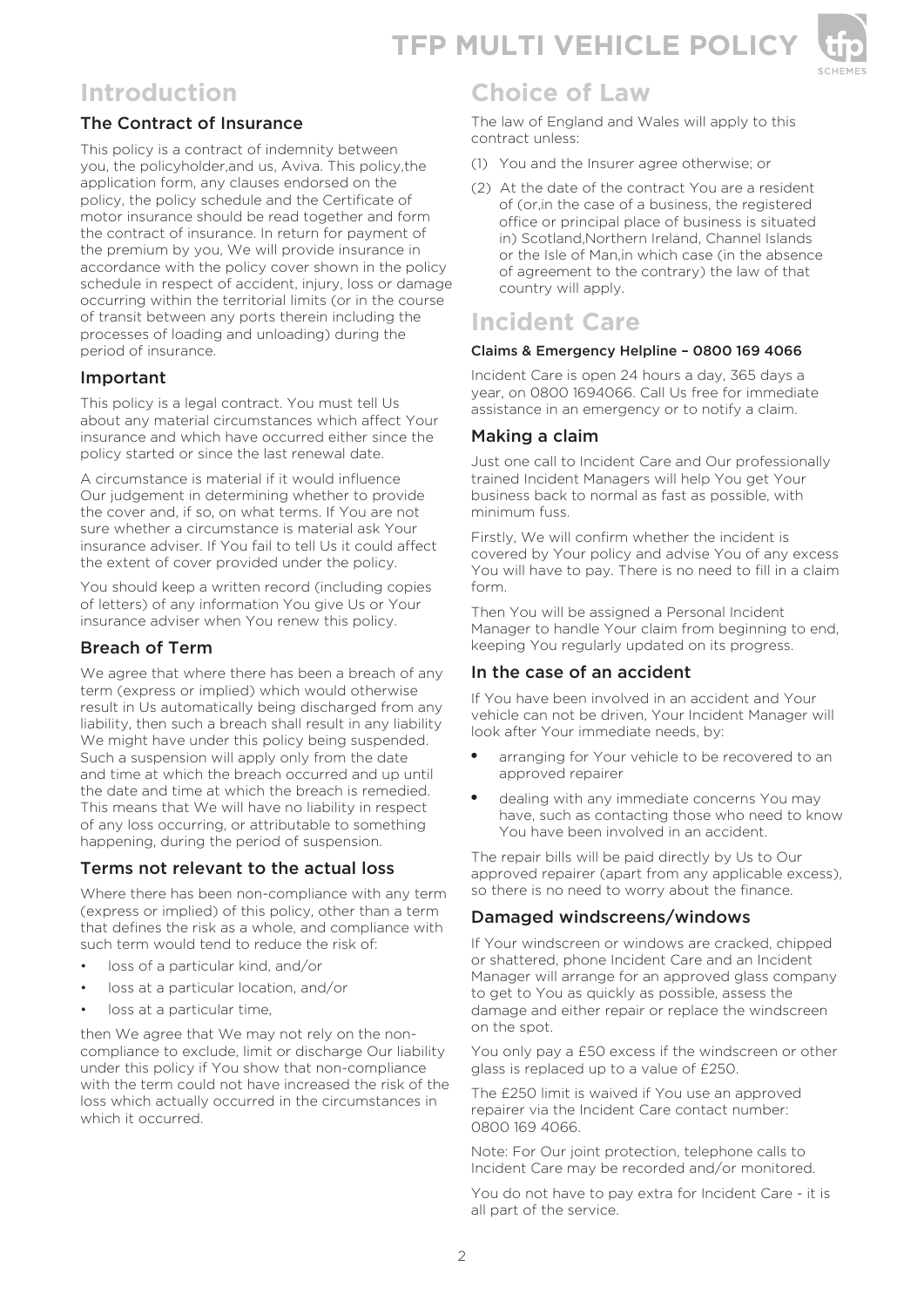# Introduction

## The Contract of Insurance

This policy is a contract of indemnity between you, the policyholder,and us, Aviva. This policy,the application form, any clauses endorsed on the policy, the policy schedule and the Certificate of motor insurance should be read together and form the contract of insurance. In return for payment of the premium by you, We will provide insurance in accordance with the policy cover shown in the policy schedule in respect of accident, injury, loss or damage occurring within the territorial limits (or in the course of transit between any ports therein including the processes of loading and unloading) during the period of insurance.

## Important

This policy is a legal contract. You must tell Us about any material circumstances which affect Your insurance and which have occurred either since the policy started or since the last renewal date.

A circumstance is material if it would influence Our judgement in determining whether to provide the cover and, if so, on what terms. If You are not sure whether a circumstance is material ask Your insurance adviser. If You fail to tell Us it could affect the extent of cover provided under the policy.

You should keep a written record (including copies of letters) of any information You give Us or Your insurance adviser when You renew this policy.

## Breach of Term

We agree that where there has been a breach of any term (express or implied) which would otherwise result in Us automatically being discharged from any liability, then such a breach shall result in any liability We might have under this policy being suspended. Such a suspension will apply only from the date and time at which the breach occurred and up until the date and time at which the breach is remedied. This means that We will have no liability in respect of any loss occurring, or attributable to something happening, during the period of suspension.

## Terms not relevant to the actual loss

Where there has been non-compliance with any term (express or implied) of this policy, other than a term that defines the risk as a whole, and compliance with such term would tend to reduce the risk of:

- loss of a particular kind, and/or
- loss at a particular location, and/or
- loss at a particular time,

then We agree that We may not rely on the non-compliance to exclude, limit or discharge Our liability under this policy if You show that non-compliance with the term could not have increased the risk of the loss which actually occurred in the circumstances in which it occurred.

# Choice of Law

The law of England and Wales will apply to this contract unless:

(1) You and the Insurer agree otherwise; or

(2) At the date of the contract You are a resident of (or,in the case of a business, the registered office or principal place of business is situated in) Scotland,Northern Ireland, Channel Islands or the Isle of Man,in which case (in the absence of agreement to the contrary) the law of that country will apply.

# Incident Care

**Claims & Emergency Helpline – 0800 169 4066**

Incident Care is open 24 hours a day, 365 days a year, on 0800 1694066. Call Us free for immediate assistance in an emergency or to notify a claim.

## Making a claim

Just one call to Incident Care and Our professionally trained Incident Managers will help You get Your business back to normal as fast as possible, with minimum fuss.

Firstly, We will confirm whether the incident is covered by Your policy and advise You of any excess You will have to pay. There is no need to fill in a claim form.

Then You will be assigned a Personal Incident Manager to handle Your claim from beginning to end, keeping You regularly updated on its progress.

## In the case of an accident

If You have been involved in an accident and Your vehicle can not be driven, Your Incident Manager will look after Your immediate needs, by:

- arranging for Your vehicle to be recovered to an approved repairer
- dealing with any immediate concerns You may have, such as contacting those who need to know You have been involved in an accident.

The repair bills will be paid directly by Us to Our approved repairer (apart from any applicable excess), so there is no need to worry about the finance.

## Damaged windscreens/windows

If Your windscreen or windows are cracked, chipped or shattered, phone Incident Care and an Incident Manager will arrange for an approved glass company to get to You as quickly as possible, assess the damage and either repair or replace the windscreen on the spot.

You only pay a £50 excess if the windscreen or other glass is replaced up to a value of £250.

The £250 limit is waived if You use an approved repairer via the Incident Care contact number: 0800 169 4066.

Note: For Our joint protection, telephone calls to Incident Care may be recorded and/or monitored.

You do not have to pay extra for Incident Care - it is all part of the service.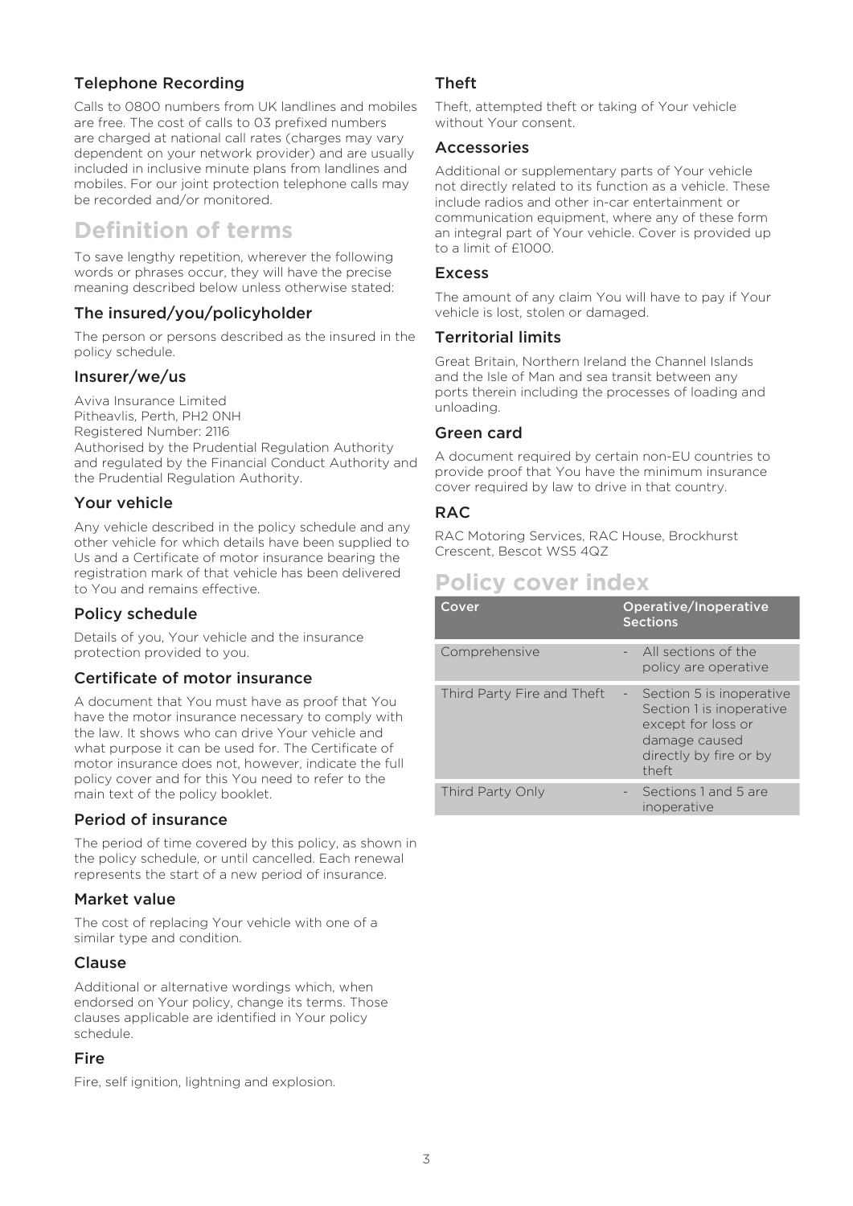### Telephone Recording

Calls to 0800 numbers from UK landlines and mobiles are free. The cost of calls to 03 prefixed numbers are charged at national call rates (charges may vary dependent on your network provider) and are usually included in inclusive minute plans from landlines and mobiles. For our joint protection telephone calls may be recorded and/or monitored.

## Definition of terms

To save lengthy repetition, wherever the following words or phrases occur, they will have the precise meaning described below unless otherwise stated:

### The insured/you/policyholder

The person or persons described as the insured in the policy schedule.

### Insurer/we/us

Aviva Insurance Limited
Pitheavlis, Perth, PH2 0NH
Registered Number: 2116
Authorised by the Prudential Regulation Authority and regulated by the Financial Conduct Authority and the Prudential Regulation Authority.

### Your vehicle

Any vehicle described in the policy schedule and any other vehicle for which details have been supplied to Us and a Certificate of motor insurance bearing the registration mark of that vehicle has been delivered to You and remains effective.

### Policy schedule

Details of you, Your vehicle and the insurance protection provided to you.

### Certificate of motor insurance

A document that You must have as proof that You have the motor insurance necessary to comply with the law. It shows who can drive Your vehicle and what purpose it can be used for. The Certificate of motor insurance does not, however, indicate the full policy cover and for this You need to refer to the main text of the policy booklet.

### Period of insurance

The period of time covered by this policy, as shown in the policy schedule, or until cancelled. Each renewal represents the start of a new period of insurance.

### Market value

The cost of replacing Your vehicle with one of a similar type and condition.

### Clause

Additional or alternative wordings which, when endorsed on Your policy, change its terms. Those clauses applicable are identified in Your policy schedule.

### Fire

Fire, self ignition, lightning and explosion.

### Theft

Theft, attempted theft or taking of Your vehicle without Your consent.

### Accessories

Additional or supplementary parts of Your vehicle not directly related to its function as a vehicle. These include radios and other in-car entertainment or communication equipment, where any of these form an integral part of Your vehicle. Cover is provided up to a limit of £1000.

### Excess

The amount of any claim You will have to pay if Your vehicle is lost, stolen or damaged.

### Territorial limits

Great Britain, Northern Ireland the Channel Islands and the Isle of Man and sea transit between any ports therein including the processes of loading and unloading.

### Green card

A document required by certain non-EU countries to provide proof that You have the minimum insurance cover required by law to drive in that country.

### RAC

RAC Motoring Services, RAC House, Brockhurst Crescent, Bescot WS5 4QZ

## Policy cover index

| Cover | Operative/Inoperative Sections |
|---|---|
| Comprehensive | - All sections of the policy are operative |
| Third Party Fire and Theft | - Section 5 is inoperative Section 1 is inoperative except for loss or damage caused directly by fire or by theft |
| Third Party Only | - Sections 1 and 5 are inoperative |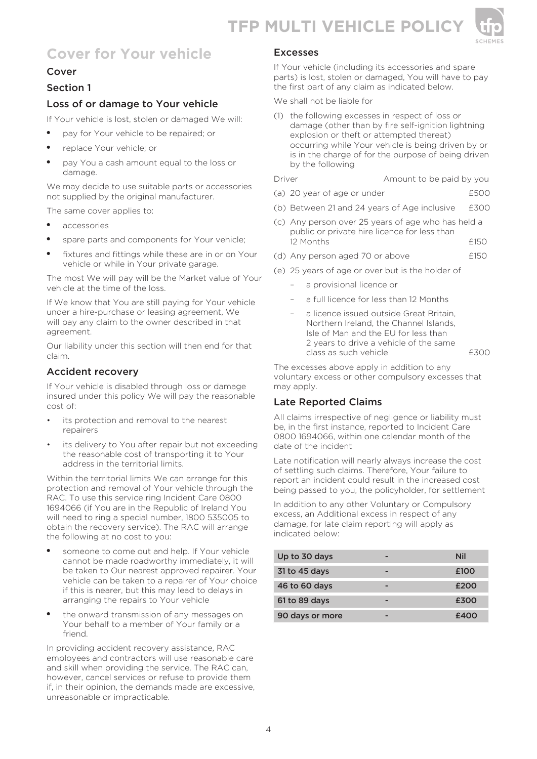# Cover for Your vehicle

## Cover

## Section 1

### Loss of or damage to Your vehicle

If Your vehicle is lost, stolen or damaged We will:

- pay for Your vehicle to be repaired; or
- replace Your vehicle; or
- pay You a cash amount equal to the loss or damage.

We may decide to use suitable parts or accessories not supplied by the original manufacturer.

The same cover applies to:

- accessories
- spare parts and components for Your vehicle;
- fixtures and fittings while these are in or on Your vehicle or while in Your private garage.

The most We will pay will be the Market value of Your vehicle at the time of the loss.

If We know that You are still paying for Your vehicle under a hire-purchase or leasing agreement, We will pay any claim to the owner described in that agreement.

Our liability under this section will then end for that claim.

### Accident recovery

If Your vehicle is disabled through loss or damage insured under this policy We will pay the reasonable cost of:

- its protection and removal to the nearest repairers
- its delivery to You after repair but not exceeding the reasonable cost of transporting it to Your address in the territorial limits.

Within the territorial limits We can arrange for this protection and removal of Your vehicle through the RAC. To use this service ring Incident Care 0800 1694066 (if You are in the Republic of Ireland You will need to ring a special number, 1800 535005 to obtain the recovery service). The RAC will arrange the following at no cost to you:

- someone to come out and help. If Your vehicle cannot be made roadworthy immediately, it will be taken to Our nearest approved repairer. Your vehicle can be taken to a repairer of Your choice if this is nearer, but this may lead to delays in arranging the repairs to Your vehicle
- the onward transmission of any messages on Your behalf to a member of Your family or a friend.

In providing accident recovery assistance, RAC employees and contractors will use reasonable care and skill when providing the service. The RAC can, however, cancel services or refuse to provide them if, in their opinion, the demands made are excessive, unreasonable or impracticable.

### Excesses

If Your vehicle (including its accessories and spare parts) is lost, stolen or damaged, You will have to pay the first part of any claim as indicated below.

We shall not be liable for

(1) the following excesses in respect of loss or damage (other than by fire self-ignition lightning explosion or theft or attempted thereat) occurring while Your vehicle is being driven by or is in the charge of for the purpose of being driven by the following

| Driver | Amount to be paid by you |
|---|---|
| (a) 20 year of age or under | £500 |
| (b) Between 21 and 24 years of Age inclusive | £300 |
| (c) Any person over 25 years of age who has held a public or private hire licence for less than 12 Months | £150 |
| (d) Any person aged 70 or above | £150 |
| (e) 25 years of age or over but is the holder of<br>– a provisional licence or<br>– a full licence for less than 12 Months<br>– a licence issued outside Great Britain, Northern Ireland, the Channel Islands, Isle of Man and the EU for less than 2 years to drive a vehicle of the same class as such vehicle | £300 |

The excesses above apply in addition to any voluntary excess or other compulsory excesses that may apply.

### Late Reported Claims

All claims irrespective of negligence or liability must be, in the first instance, reported to Incident Care 0800 1694066, within one calendar month of the date of the incident

Late notification will nearly always increase the cost of settling such claims. Therefore, Your failure to report an incident could result in the increased cost being passed to you, the policyholder, for settlement

In addition to any other Voluntary or Compulsory excess, an Additional excess in respect of any damage, for late claim reporting will apply as indicated below:

| Up to 30 days | - | Nil |
|---|---|---|
| 31 to 45 days | - | £100 |
| 46 to 60 days | - | £200 |
| 61 to 89 days | - | £300 |
| 90 days or more | - | £400 |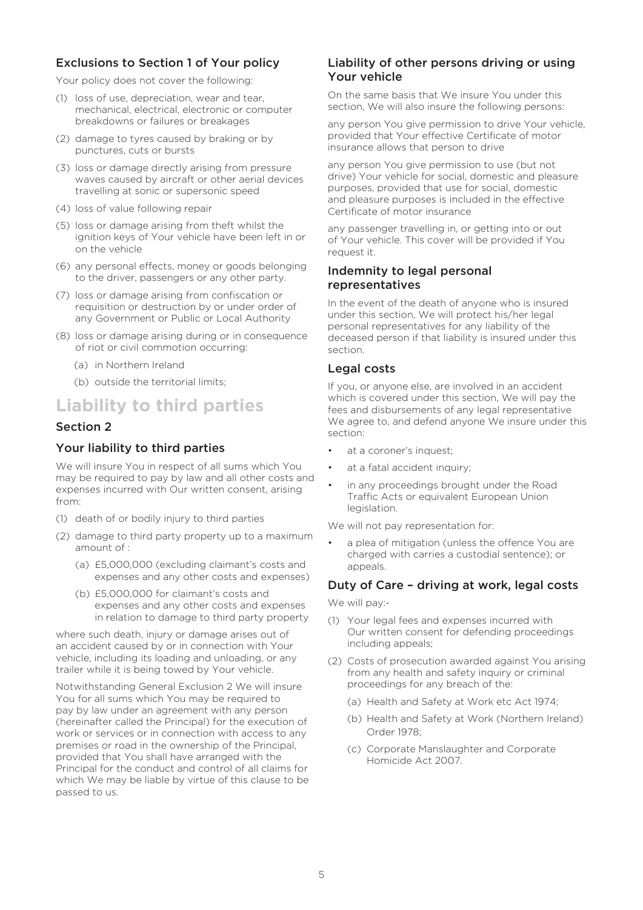### Exclusions to Section 1 of Your policy

Your policy does not cover the following:

(1) loss of use, depreciation, wear and tear, mechanical, electrical, electronic or computer breakdowns or failures or breakages

(2) damage to tyres caused by braking or by punctures, cuts or bursts

(3) loss or damage directly arising from pressure waves caused by aircraft or other aerial devices travelling at sonic or supersonic speed

(4) loss of value following repair

(5) loss or damage arising from theft whilst the ignition keys of Your vehicle have been left in or on the vehicle

(6) any personal effects, money or goods belonging to the driver, passengers or any other party.

(7) loss or damage arising from confiscation or requisition or destruction by or under order of any Government or Public or Local Authority

(8) loss or damage arising during or in consequence of riot or civil commotion occurring:

  (a) in Northern Ireland

  (b) outside the territorial limits;

## Liability to third parties

### Section 2

### Your liability to third parties

We will insure You in respect of all sums which You may be required to pay by law and all other costs and expenses incurred with Our written consent, arising from:

(1) death of or bodily injury to third parties

(2) damage to third party property up to a maximum amount of :

  (a) £5,000,000 (excluding claimant's costs and expenses and any other costs and expenses)

  (b) £5,000,000 for claimant's costs and expenses and any other costs and expenses in relation to damage to third party property

where such death, injury or damage arises out of an accident caused by or in connection with Your vehicle, including its loading and unloading, or any trailer while it is being towed by Your vehicle.

Notwithstanding General Exclusion 2 We will insure You for all sums which You may be required to pay by law under an agreement with any person (hereinafter called the Principal) for the execution of work or services or in connection with access to any premises or road in the ownership of the Principal, provided that You shall have arranged with the Principal for the conduct and control of all claims for which We may be liable by virtue of this clause to be passed to us.

### Liability of other persons driving or using Your vehicle

On the same basis that We insure You under this section, We will also insure the following persons:

any person You give permission to drive Your vehicle, provided that Your effective Certificate of motor insurance allows that person to drive

any person You give permission to use (but not drive) Your vehicle for social, domestic and pleasure purposes, provided that use for social, domestic and pleasure purposes is included in the effective Certificate of motor insurance

any passenger travelling in, or getting into or out of Your vehicle. This cover will be provided if You request it.

### Indemnity to legal personal representatives

In the event of the death of anyone who is insured under this section, We will protect his/her legal personal representatives for any liability of the deceased person if that liability is insured under this section.

### Legal costs

If you, or anyone else, are involved in an accident which is covered under this section, We will pay the fees and disbursements of any legal representative We agree to, and defend anyone We insure under this section:

- at a coroner's inquest;
- at a fatal accident inquiry;
- in any proceedings brought under the Road Traffic Acts or equivalent European Union legislation.

We will not pay representation for:

- a plea of mitigation (unless the offence You are charged with carries a custodial sentence); or appeals.

### Duty of Care – driving at work, legal costs

We will pay:-

(1) Your legal fees and expenses incurred with Our written consent for defending proceedings including appeals;

(2) Costs of prosecution awarded against You arising from any health and safety inquiry or criminal proceedings for any breach of the:

  (a) Health and Safety at Work etc Act 1974;

  (b) Health and Safety at Work (Northern Ireland) Order 1978;

  (c) Corporate Manslaughter and Corporate Homicide Act 2007.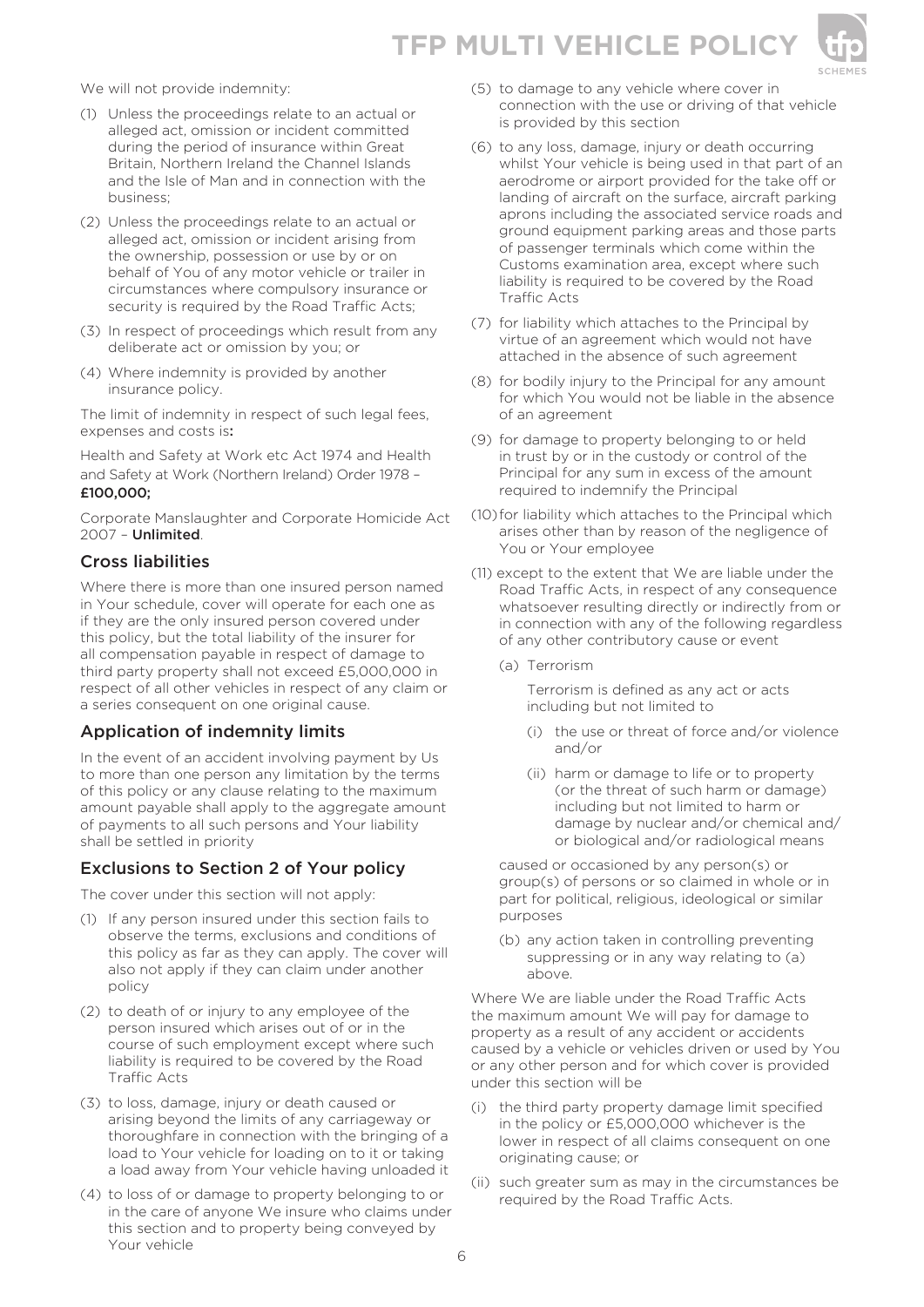We will not provide indemnity:

(1) Unless the proceedings relate to an actual or alleged act, omission or incident committed during the period of insurance within Great Britain, Northern Ireland the Channel Islands and the Isle of Man and in connection with the business;

(2) Unless the proceedings relate to an actual or alleged act, omission or incident arising from the ownership, possession or use by or on behalf of You of any motor vehicle or trailer in circumstances where compulsory insurance or security is required by the Road Traffic Acts;

(3) In respect of proceedings which result from any deliberate act or omission by you; or

(4) Where indemnity is provided by another insurance policy.

The limit of indemnity in respect of such legal fees, expenses and costs is**:**

Health and Safety at Work etc Act 1974 and Health and Safety at Work (Northern Ireland) Order 1978 – **£100,000;**

Corporate Manslaughter and Corporate Homicide Act 2007 – **Unlimited**.

## Cross liabilities

Where there is more than one insured person named in Your schedule, cover will operate for each one as if they are the only insured person covered under this policy, but the total liability of the insurer for all compensation payable in respect of damage to third party property shall not exceed £5,000,000 in respect of all other vehicles in respect of any claim or a series consequent on one original cause.

## Application of indemnity limits

In the event of an accident involving payment by Us to more than one person any limitation by the terms of this policy or any clause relating to the maximum amount payable shall apply to the aggregate amount of payments to all such persons and Your liability shall be settled in priority

## Exclusions to Section 2 of Your policy

The cover under this section will not apply:

(1) If any person insured under this section fails to observe the terms, exclusions and conditions of this policy as far as they can apply. The cover will also not apply if they can claim under another policy

(2) to death of or injury to any employee of the person insured which arises out of or in the course of such employment except where such liability is required to be covered by the Road Traffic Acts

(3) to loss, damage, injury or death caused or arising beyond the limits of any carriageway or thoroughfare in connection with the bringing of a load to Your vehicle for loading on to it or taking a load away from Your vehicle having unloaded it

(4) to loss of or damage to property belonging to or in the care of anyone We insure who claims under this section and to property being conveyed by Your vehicle

(5) to damage to any vehicle where cover in connection with the use or driving of that vehicle is provided by this section

(6) to any loss, damage, injury or death occurring whilst Your vehicle is being used in that part of an aerodrome or airport provided for the take off or landing of aircraft on the surface, aircraft parking aprons including the associated service roads and ground equipment parking areas and those parts of passenger terminals which come within the Customs examination area, except where such liability is required to be covered by the Road Traffic Acts

(7) for liability which attaches to the Principal by virtue of an agreement which would not have attached in the absence of such agreement

(8) for bodily injury to the Principal for any amount for which You would not be liable in the absence of an agreement

(9) for damage to property belonging to or held in trust by or in the custody or control of the Principal for any sum in excess of the amount required to indemnify the Principal

(10) for liability which attaches to the Principal which arises other than by reason of the negligence of You or Your employee

(11) except to the extent that We are liable under the Road Traffic Acts, in respect of any consequence whatsoever resulting directly or indirectly from or in connection with any of the following regardless of any other contributory cause or event

(a) Terrorism

Terrorism is defined as any act or acts including but not limited to

(i) the use or threat of force and/or violence and/or

(ii) harm or damage to life or to property (or the threat of such harm or damage) including but not limited to harm or damage by nuclear and/or chemical and/or biological and/or radiological means

caused or occasioned by any person(s) or group(s) of persons or so claimed in whole or in part for political, religious, ideological or similar purposes

(b) any action taken in controlling preventing suppressing or in any way relating to (a) above.

Where We are liable under the Road Traffic Acts the maximum amount We will pay for damage to property as a result of any accident or accidents caused by a vehicle or vehicles driven or used by You or any other person and for which cover is provided under this section will be

(i) the third party property damage limit specified in the policy or £5,000,000 whichever is the lower in respect of all claims consequent on one originating cause; or

(ii) such greater sum as may in the circumstances be required by the Road Traffic Acts.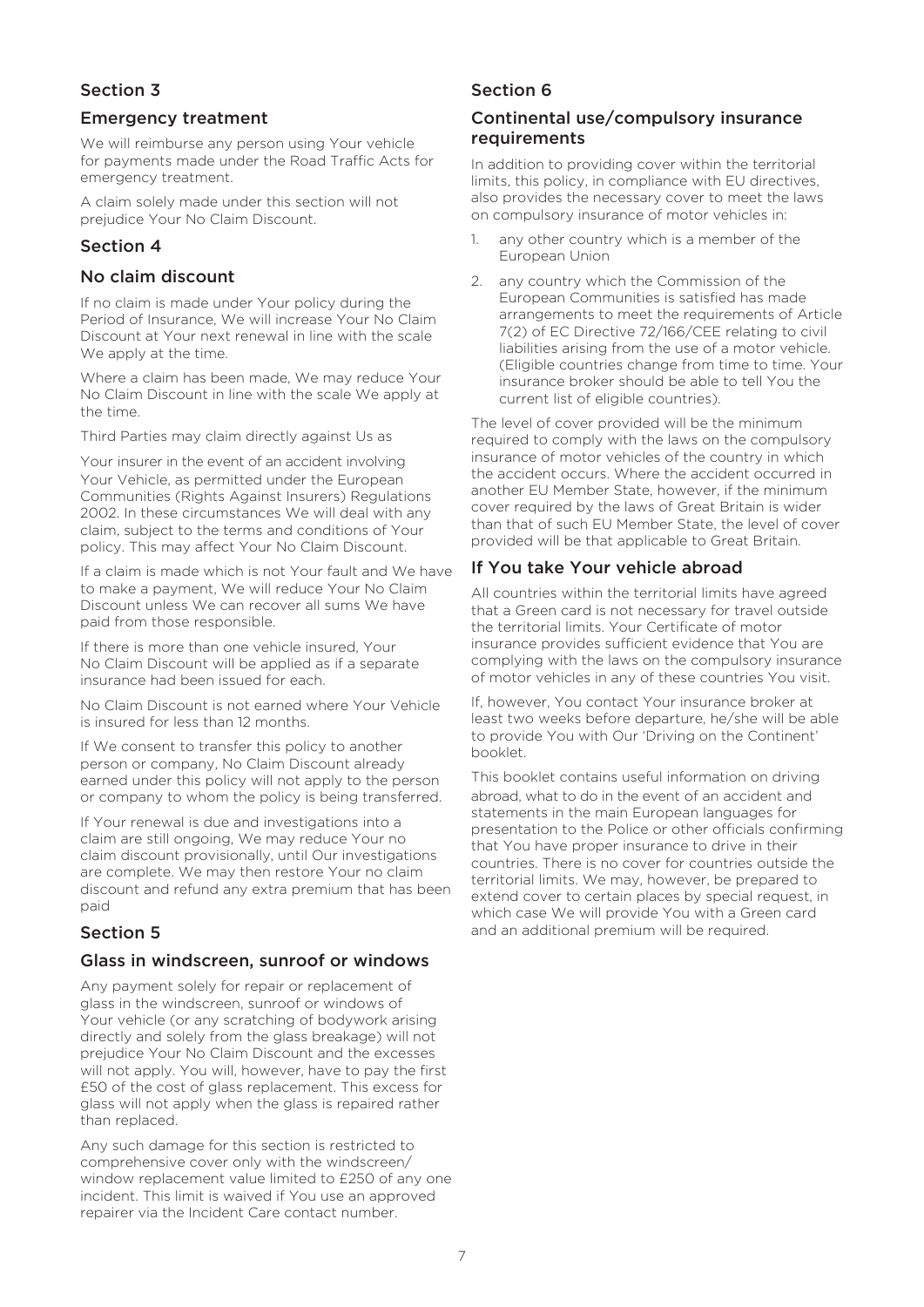## Section 3

### Emergency treatment

We will reimburse any person using Your vehicle for payments made under the Road Traffic Acts for emergency treatment.

A claim solely made under this section will not prejudice Your No Claim Discount.

## Section 4

### No claim discount

If no claim is made under Your policy during the Period of Insurance, We will increase Your No Claim Discount at Your next renewal in line with the scale We apply at the time.

Where a claim has been made, We may reduce Your No Claim Discount in line with the scale We apply at the time.

Third Parties may claim directly against Us as

Your insurer in the event of an accident involving Your Vehicle, as permitted under the European Communities (Rights Against Insurers) Regulations 2002. In these circumstances We will deal with any claim, subject to the terms and conditions of Your policy. This may affect Your No Claim Discount.

If a claim is made which is not Your fault and We have to make a payment, We will reduce Your No Claim Discount unless We can recover all sums We have paid from those responsible.

If there is more than one vehicle insured, Your No Claim Discount will be applied as if a separate insurance had been issued for each.

No Claim Discount is not earned where Your Vehicle is insured for less than 12 months.

If We consent to transfer this policy to another person or company, No Claim Discount already earned under this policy will not apply to the person or company to whom the policy is being transferred.

If Your renewal is due and investigations into a claim are still ongoing, We may reduce Your no claim discount provisionally, until Our investigations are complete. We may then restore Your no claim discount and refund any extra premium that has been paid

## Section 5

### Glass in windscreen, sunroof or windows

Any payment solely for repair or replacement of glass in the windscreen, sunroof or windows of Your vehicle (or any scratching of bodywork arising directly and solely from the glass breakage) will not prejudice Your No Claim Discount and the excesses will not apply. You will, however, have to pay the first £50 of the cost of glass replacement. This excess for glass will not apply when the glass is repaired rather than replaced.

Any such damage for this section is restricted to comprehensive cover only with the windscreen/ window replacement value limited to £250 of any one incident. This limit is waived if You use an approved repairer via the Incident Care contact number.

## Section 6

### Continental use/compulsory insurance requirements

In addition to providing cover within the territorial limits, this policy, in compliance with EU directives, also provides the necessary cover to meet the laws on compulsory insurance of motor vehicles in:

1. any other country which is a member of the European Union
2. any country which the Commission of the European Communities is satisfied has made arrangements to meet the requirements of Article 7(2) of EC Directive 72/166/CEE relating to civil liabilities arising from the use of a motor vehicle. (Eligible countries change from time to time. Your insurance broker should be able to tell You the current list of eligible countries).

The level of cover provided will be the minimum required to comply with the laws on the compulsory insurance of motor vehicles of the country in which the accident occurs. Where the accident occurred in another EU Member State, however, if the minimum cover required by the laws of Great Britain is wider than that of such EU Member State, the level of cover provided will be that applicable to Great Britain.

### If You take Your vehicle abroad

All countries within the territorial limits have agreed that a Green card is not necessary for travel outside the territorial limits. Your Certificate of motor insurance provides sufficient evidence that You are complying with the laws on the compulsory insurance of motor vehicles in any of these countries You visit.

If, however, You contact Your insurance broker at least two weeks before departure, he/she will be able to provide You with Our 'Driving on the Continent' booklet.

This booklet contains useful information on driving abroad, what to do in the event of an accident and statements in the main European languages for presentation to the Police or other officials confirming that You have proper insurance to drive in their countries. There is no cover for countries outside the territorial limits. We may, however, be prepared to extend cover to certain places by special request, in which case We will provide You with a Green card and an additional premium will be required.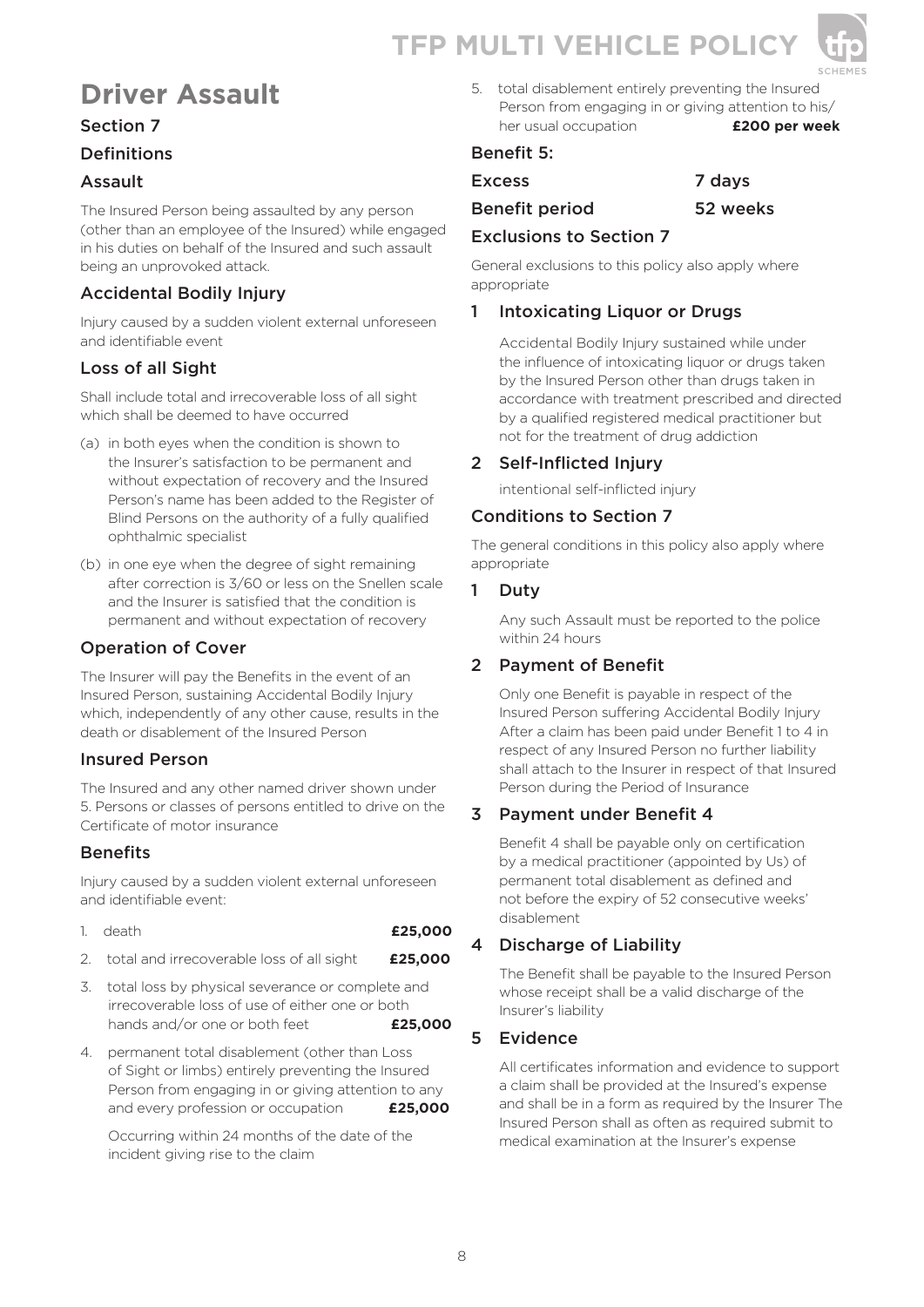# Driver Assault

## Section 7

### Definitions

### Assault

The Insured Person being assaulted by any person (other than an employee of the Insured) while engaged in his duties on behalf of the Insured and such assault being an unprovoked attack.

### Accidental Bodily Injury

Injury caused by a sudden violent external unforeseen and identifiable event

### Loss of all Sight

Shall include total and irrecoverable loss of all sight which shall be deemed to have occurred

(a) in both eyes when the condition is shown to the Insurer's satisfaction to be permanent and without expectation of recovery and the Insured Person's name has been added to the Register of Blind Persons on the authority of a fully qualified ophthalmic specialist

(b) in one eye when the degree of sight remaining after correction is 3/60 or less on the Snellen scale and the Insurer is satisfied that the condition is permanent and without expectation of recovery

### Operation of Cover

The Insurer will pay the Benefits in the event of an Insured Person, sustaining Accidental Bodily Injury which, independently of any other cause, results in the death or disablement of the Insured Person

### Insured Person

The Insured and any other named driver shown under 5. Persons or classes of persons entitled to drive on the Certificate of motor insurance

### Benefits

Injury caused by a sudden violent external unforeseen and identifiable event:

1. death **£25,000**
2. total and irrecoverable loss of all sight **£25,000**
3. total loss by physical severance or complete and irrecoverable loss of use of either one or both hands and/or one or both feet **£25,000**
4. permanent total disablement (other than Loss of Sight or limbs) entirely preventing the Insured Person from engaging in or giving attention to any and every profession or occupation **£25,000**

   Occurring within 24 months of the date of the incident giving rise to the claim

5. total disablement entirely preventing the Insured Person from engaging in or giving attention to his/her usual occupation **£200 per week**

### Benefit 5:

| | |
|---|---|
| **Excess** | **7 days** |
| **Benefit period** | **52 weeks** |

### Exclusions to Section 7

General exclusions to this policy also apply where appropriate

#### 1 Intoxicating Liquor or Drugs

Accidental Bodily Injury sustained while under the influence of intoxicating liquor or drugs taken by the Insured Person other than drugs taken in accordance with treatment prescribed and directed by a qualified registered medical practitioner but not for the treatment of drug addiction

#### 2 Self-Inflicted Injury

intentional self-inflicted injury

### Conditions to Section 7

The general conditions in this policy also apply where appropriate

#### 1 Duty

Any such Assault must be reported to the police within 24 hours

#### 2 Payment of Benefit

Only one Benefit is payable in respect of the Insured Person suffering Accidental Bodily Injury After a claim has been paid under Benefit 1 to 4 in respect of any Insured Person no further liability shall attach to the Insurer in respect of that Insured Person during the Period of Insurance

#### 3 Payment under Benefit 4

Benefit 4 shall be payable only on certification by a medical practitioner (appointed by Us) of permanent total disablement as defined and not before the expiry of 52 consecutive weeks' disablement

#### 4 Discharge of Liability

The Benefit shall be payable to the Insured Person whose receipt shall be a valid discharge of the Insurer's liability

#### 5 Evidence

All certificates information and evidence to support a claim shall be provided at the Insured's expense and shall be in a form as required by the Insurer The Insured Person shall as often as required submit to medical examination at the Insurer's expense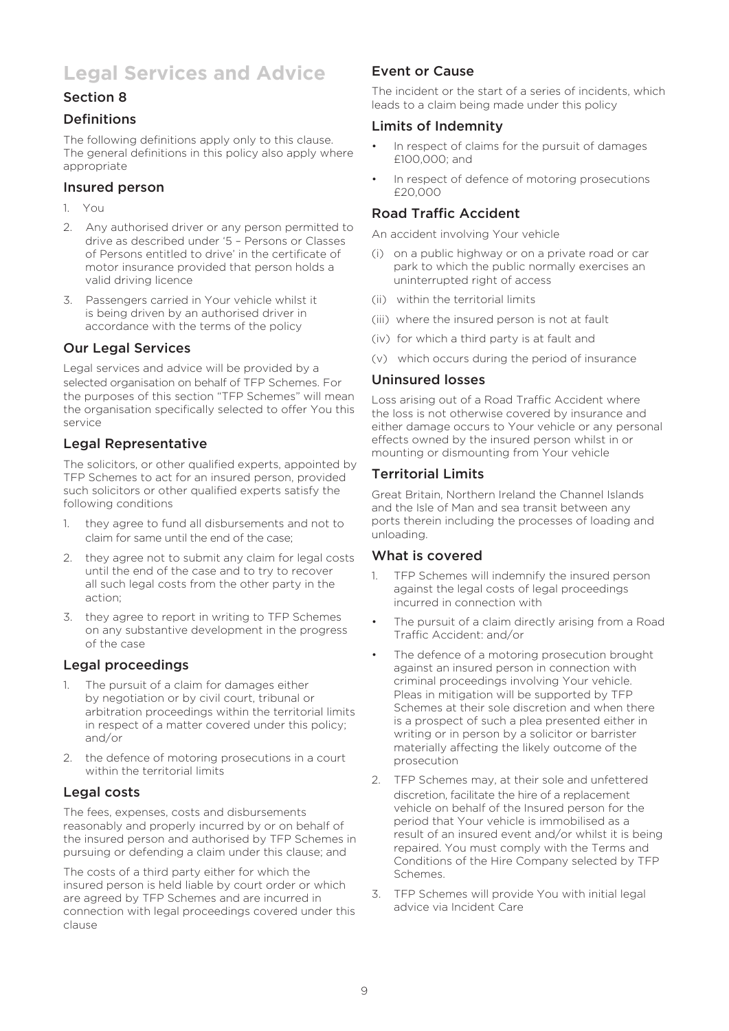# Legal Services and Advice

## Section 8

### Definitions

The following definitions apply only to this clause. The general definitions in this policy also apply where appropriate

### Insured person

1. You
2. Any authorised driver or any person permitted to drive as described under '5 – Persons or Classes of Persons entitled to drive' in the certificate of motor insurance provided that person holds a valid driving licence
3. Passengers carried in Your vehicle whilst it is being driven by an authorised driver in accordance with the terms of the policy

### Our Legal Services

Legal services and advice will be provided by a selected organisation on behalf of TFP Schemes. For the purposes of this section "TFP Schemes" will mean the organisation specifically selected to offer You this service

### Legal Representative

The solicitors, or other qualified experts, appointed by TFP Schemes to act for an insured person, provided such solicitors or other qualified experts satisfy the following conditions

1. they agree to fund all disbursements and not to claim for same until the end of the case;
2. they agree not to submit any claim for legal costs until the end of the case and to try to recover all such legal costs from the other party in the action;
3. they agree to report in writing to TFP Schemes on any substantive development in the progress of the case

### Legal proceedings

1. The pursuit of a claim for damages either by negotiation or by civil court, tribunal or arbitration proceedings within the territorial limits in respect of a matter covered under this policy; and/or
2. the defence of motoring prosecutions in a court within the territorial limits

### Legal costs

The fees, expenses, costs and disbursements reasonably and properly incurred by or on behalf of the insured person and authorised by TFP Schemes in pursuing or defending a claim under this clause; and

The costs of a third party either for which the insured person is held liable by court order or which are agreed by TFP Schemes and are incurred in connection with legal proceedings covered under this clause

### Event or Cause

The incident or the start of a series of incidents, which leads to a claim being made under this policy

### Limits of Indemnity

- In respect of claims for the pursuit of damages £100,000; and
- In respect of defence of motoring prosecutions £20,000

### Road Traffic Accident

An accident involving Your vehicle

(i) on a public highway or on a private road or car park to which the public normally exercises an uninterrupted right of access

(ii) within the territorial limits

(iii) where the insured person is not at fault

(iv) for which a third party is at fault and

(v) which occurs during the period of insurance

### Uninsured losses

Loss arising out of a Road Traffic Accident where the loss is not otherwise covered by insurance and either damage occurs to Your vehicle or any personal effects owned by the insured person whilst in or mounting or dismounting from Your vehicle

### Territorial Limits

Great Britain, Northern Ireland the Channel Islands and the Isle of Man and sea transit between any ports therein including the processes of loading and unloading.

### What is covered

1. TFP Schemes will indemnify the insured person against the legal costs of legal proceedings incurred in connection with

- The pursuit of a claim directly arising from a Road Traffic Accident: and/or
- The defence of a motoring prosecution brought against an insured person in connection with criminal proceedings involving Your vehicle. Pleas in mitigation will be supported by TFP Schemes at their sole discretion and when there is a prospect of such a plea presented either in writing or in person by a solicitor or barrister materially affecting the likely outcome of the prosecution

2. TFP Schemes may, at their sole and unfettered discretion, facilitate the hire of a replacement vehicle on behalf of the Insured person for the period that Your vehicle is immobilised as a result of an insured event and/or whilst it is being repaired. You must comply with the Terms and Conditions of the Hire Company selected by TFP Schemes.
3. TFP Schemes will provide You with initial legal advice via Incident Care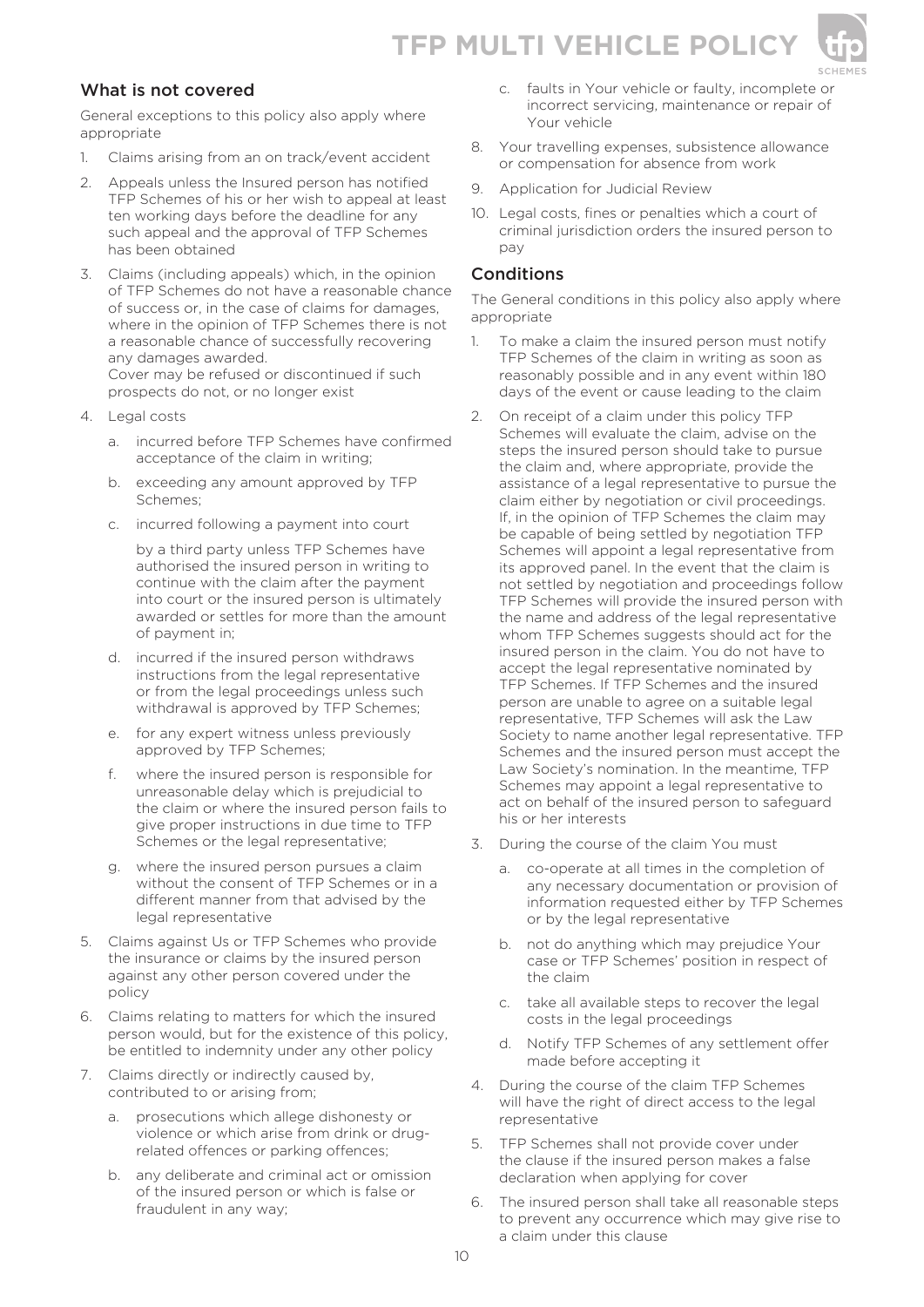## What is not covered

General exceptions to this policy also apply where appropriate

1. Claims arising from an on track/event accident
2. Appeals unless the Insured person has notified TFP Schemes of his or her wish to appeal at least ten working days before the deadline for any such appeal and the approval of TFP Schemes has been obtained
3. Claims (including appeals) which, in the opinion of TFP Schemes do not have a reasonable chance of success or, in the case of claims for damages, where in the opinion of TFP Schemes there is not a reasonable chance of successfully recovering any damages awarded.
   Cover may be refused or discontinued if such prospects do not, or no longer exist
4. Legal costs
   a. incurred before TFP Schemes have confirmed acceptance of the claim in writing;
   b. exceeding any amount approved by TFP Schemes;
   c. incurred following a payment into court

      by a third party unless TFP Schemes have authorised the insured person in writing to continue with the claim after the payment into court or the insured person is ultimately awarded or settles for more than the amount of payment in;
   d. incurred if the insured person withdraws instructions from the legal representative or from the legal proceedings unless such withdrawal is approved by TFP Schemes;
   e. for any expert witness unless previously approved by TFP Schemes;
   f. where the insured person is responsible for unreasonable delay which is prejudicial to the claim or where the insured person fails to give proper instructions in due time to TFP Schemes or the legal representative;
   g. where the insured person pursues a claim without the consent of TFP Schemes or in a different manner from that advised by the legal representative
5. Claims against Us or TFP Schemes who provide the insurance or claims by the insured person against any other person covered under the policy
6. Claims relating to matters for which the insured person would, but for the existence of this policy, be entitled to indemnity under any other policy
7. Claims directly or indirectly caused by, contributed to or arising from;
   a. prosecutions which allege dishonesty or violence or which arise from drink or drug-related offences or parking offences;
   b. any deliberate and criminal act or omission of the insured person or which is false or fraudulent in any way;
   c. faults in Your vehicle or faulty, incomplete or incorrect servicing, maintenance or repair of Your vehicle
8. Your travelling expenses, subsistence allowance or compensation for absence from work
9. Application for Judicial Review
10. Legal costs, fines or penalties which a court of criminal jurisdiction orders the insured person to pay

## Conditions

The General conditions in this policy also apply where appropriate

1. To make a claim the insured person must notify TFP Schemes of the claim in writing as soon as reasonably possible and in any event within 180 days of the event or cause leading to the claim
2. On receipt of a claim under this policy TFP Schemes will evaluate the claim, advise on the steps the insured person should take to pursue the claim and, where appropriate, provide the assistance of a legal representative to pursue the claim either by negotiation or civil proceedings. If, in the opinion of TFP Schemes the claim may be capable of being settled by negotiation TFP Schemes will appoint a legal representative from its approved panel. In the event that the claim is not settled by negotiation and proceedings follow TFP Schemes will provide the insured person with the name and address of the legal representative whom TFP Schemes suggests should act for the insured person in the claim. You do not have to accept the legal representative nominated by TFP Schemes. If TFP Schemes and the insured person are unable to agree on a suitable legal representative, TFP Schemes will ask the Law Society to name another legal representative. TFP Schemes and the insured person must accept the Law Society's nomination. In the meantime, TFP Schemes may appoint a legal representative to act on behalf of the insured person to safeguard his or her interests
3. During the course of the claim You must
   a. co-operate at all times in the completion of any necessary documentation or provision of information requested either by TFP Schemes or by the legal representative
   b. not do anything which may prejudice Your case or TFP Schemes' position in respect of the claim
   c. take all available steps to recover the legal costs in the legal proceedings
   d. Notify TFP Schemes of any settlement offer made before accepting it
4. During the course of the claim TFP Schemes will have the right of direct access to the legal representative
5. TFP Schemes shall not provide cover under the clause if the insured person makes a false declaration when applying for cover
6. The insured person shall take all reasonable steps to prevent any occurrence which may give rise to a claim under this clause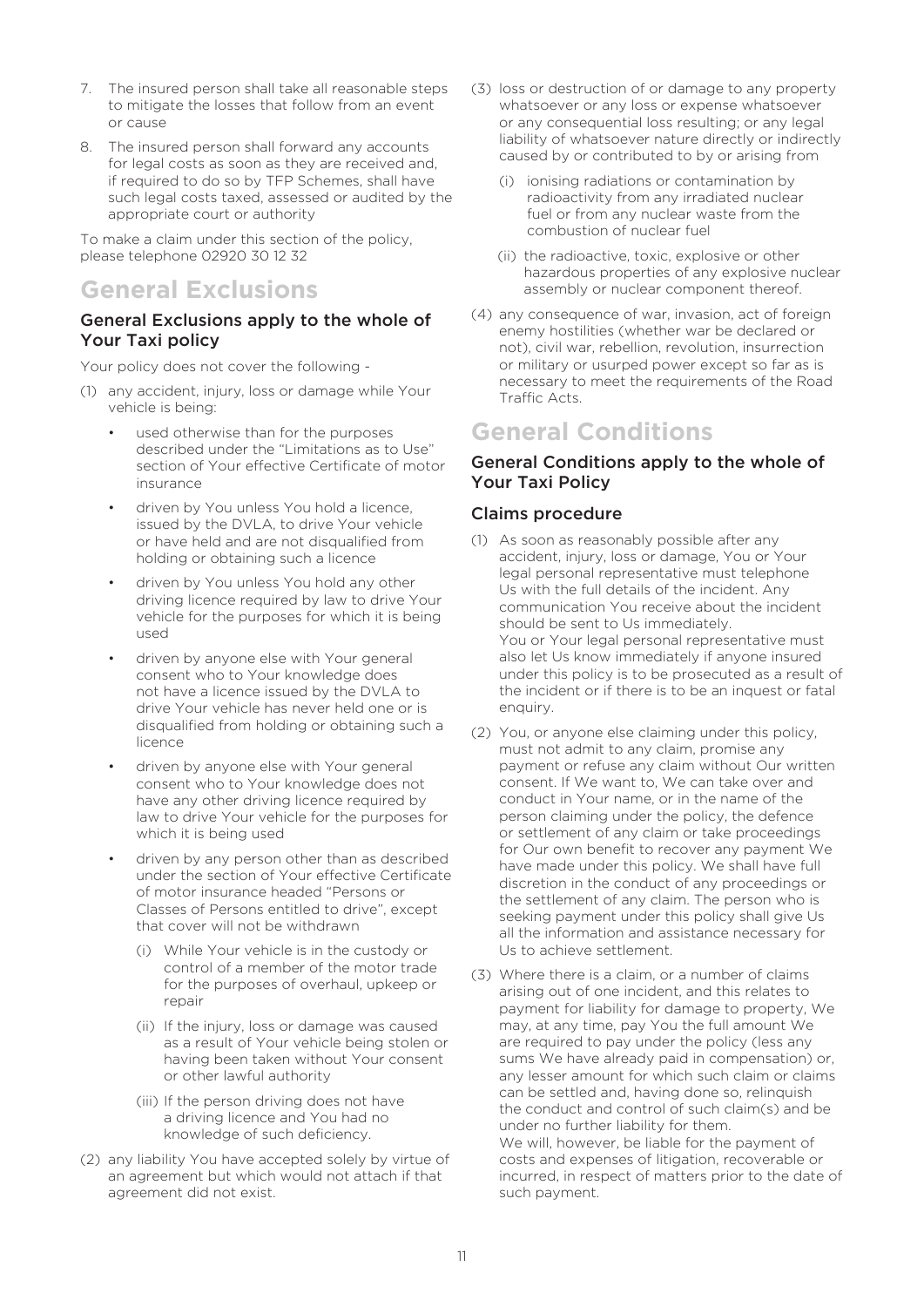7. The insured person shall take all reasonable steps to mitigate the losses that follow from an event or cause
8. The insured person shall forward any accounts for legal costs as soon as they are received and, if required to do so by TFP Schemes, shall have such legal costs taxed, assessed or audited by the appropriate court or authority

To make a claim under this section of the policy, please telephone 02920 30 12 32

# General Exclusions

### General Exclusions apply to the whole of Your Taxi policy

Your policy does not cover the following -

(1) any accident, injury, loss or damage while Your vehicle is being:

- used otherwise than for the purposes described under the "Limitations as to Use" section of Your effective Certificate of motor insurance
- driven by You unless You hold a licence, issued by the DVLA, to drive Your vehicle or have held and are not disqualified from holding or obtaining such a licence
- driven by You unless You hold any other driving licence required by law to drive Your vehicle for the purposes for which it is being used
- driven by anyone else with Your general consent who to Your knowledge does not have a licence issued by the DVLA to drive Your vehicle has never held one or is disqualified from holding or obtaining such a licence
- driven by anyone else with Your general consent who to Your knowledge does not have any other driving licence required by law to drive Your vehicle for the purposes for which it is being used
- driven by any person other than as described under the section of Your effective Certificate of motor insurance headed "Persons or Classes of Persons entitled to drive", except that cover will not be withdrawn
  - (i) While Your vehicle is in the custody or control of a member of the motor trade for the purposes of overhaul, upkeep or repair
  - (ii) If the injury, loss or damage was caused as a result of Your vehicle being stolen or having been taken without Your consent or other lawful authority
  - (iii) If the person driving does not have a driving licence and You had no knowledge of such deficiency.

(2) any liability You have accepted solely by virtue of an agreement but which would not attach if that agreement did not exist.

(3) loss or destruction of or damage to any property whatsoever or any loss or expense whatsoever or any consequential loss resulting; or any legal liability of whatsoever nature directly or indirectly caused by or contributed to by or arising from

- (i) ionising radiations or contamination by radioactivity from any irradiated nuclear fuel or from any nuclear waste from the combustion of nuclear fuel
- (ii) the radioactive, toxic, explosive or other hazardous properties of any explosive nuclear assembly or nuclear component thereof.

(4) any consequence of war, invasion, act of foreign enemy hostilities (whether war be declared or not), civil war, rebellion, revolution, insurrection or military or usurped power except so far as is necessary to meet the requirements of the Road Traffic Acts.

# General Conditions

### General Conditions apply to the whole of Your Taxi Policy

### Claims procedure

(1) As soon as reasonably possible after any accident, injury, loss or damage, You or Your legal personal representative must telephone Us with the full details of the incident. Any communication You receive about the incident should be sent to Us immediately.
You or Your legal personal representative must also let Us know immediately if anyone insured under this policy is to be prosecuted as a result of the incident or if there is to be an inquest or fatal enquiry.

(2) You, or anyone else claiming under this policy, must not admit to any claim, promise any payment or refuse any claim without Our written consent. If We want to, We can take over and conduct in Your name, or in the name of the person claiming under the policy, the defence or settlement of any claim or take proceedings for Our own benefit to recover any payment We have made under this policy. We shall have full discretion in the conduct of any proceedings or the settlement of any claim. The person who is seeking payment under this policy shall give Us all the information and assistance necessary for Us to achieve settlement.

(3) Where there is a claim, or a number of claims arising out of one incident, and this relates to payment for liability for damage to property, We may, at any time, pay You the full amount We are required to pay under the policy (less any sums We have already paid in compensation) or, any lesser amount for which such claim or claims can be settled and, having done so, relinquish the conduct and control of such claim(s) and be under no further liability for them.
We will, however, be liable for the payment of costs and expenses of litigation, recoverable or incurred, in respect of matters prior to the date of such payment.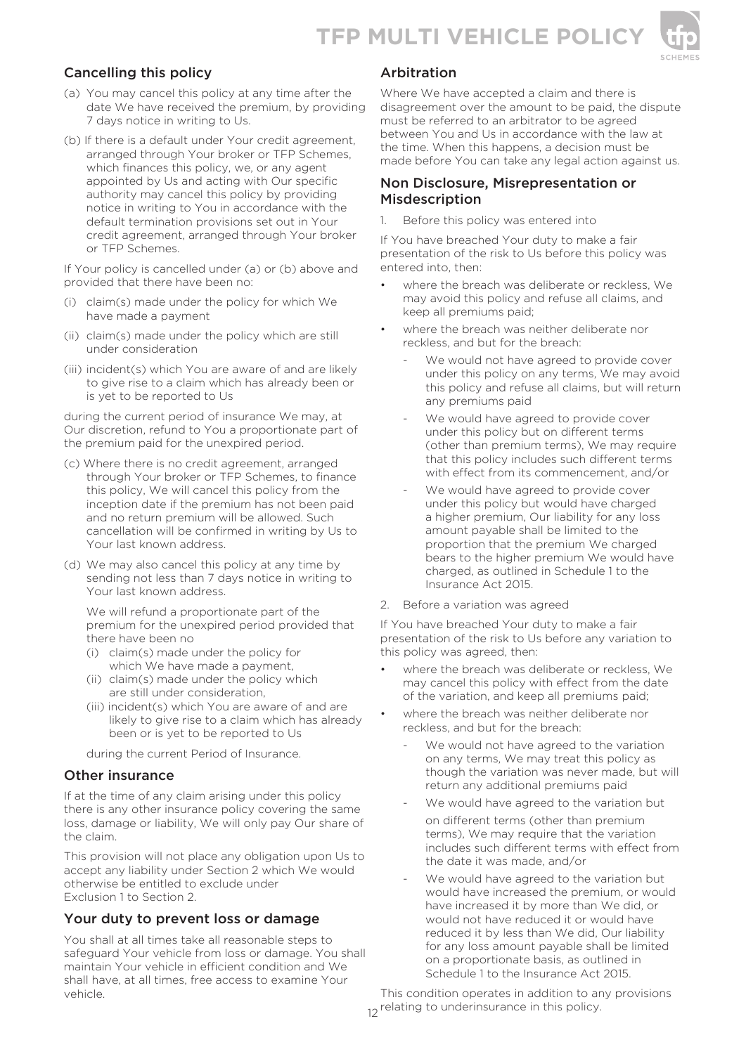## Cancelling this policy

(a) You may cancel this policy at any time after the date We have received the premium, by providing 7 days notice in writing to Us.

(b) If there is a default under Your credit agreement, arranged through Your broker or TFP Schemes, which finances this policy, we, or any agent appointed by Us and acting with Our specific authority may cancel this policy by providing notice in writing to You in accordance with the default termination provisions set out in Your credit agreement, arranged through Your broker or TFP Schemes.

If Your policy is cancelled under (a) or (b) above and provided that there have been no:

(i) claim(s) made under the policy for which We have made a payment

(ii) claim(s) made under the policy which are still under consideration

(iii) incident(s) which You are aware of and are likely to give rise to a claim which has already been or is yet to be reported to Us

during the current period of insurance We may, at Our discretion, refund to You a proportionate part of the premium paid for the unexpired period.

(c) Where there is no credit agreement, arranged through Your broker or TFP Schemes, to finance this policy, We will cancel this policy from the inception date if the premium has not been paid and no return premium will be allowed. Such cancellation will be confirmed in writing by Us to Your last known address.

(d) We may also cancel this policy at any time by sending not less than 7 days notice in writing to Your last known address.

We will refund a proportionate part of the premium for the unexpired period provided that there have been no

(i) claim(s) made under the policy for which We have made a payment,
(ii) claim(s) made under the policy which are still under consideration,
(iii) incident(s) which You are aware of and are likely to give rise to a claim which has already been or is yet to be reported to Us

during the current Period of Insurance.

## Other insurance

If at the time of any claim arising under this policy there is any other insurance policy covering the same loss, damage or liability, We will only pay Our share of the claim.

This provision will not place any obligation upon Us to accept any liability under Section 2 which We would otherwise be entitled to exclude under Exclusion 1 to Section 2.

## Your duty to prevent loss or damage

You shall at all times take all reasonable steps to safeguard Your vehicle from loss or damage. You shall maintain Your vehicle in efficient condition and We shall have, at all times, free access to examine Your vehicle.

## Arbitration

Where We have accepted a claim and there is disagreement over the amount to be paid, the dispute must be referred to an arbitrator to be agreed between You and Us in accordance with the law at the time. When this happens, a decision must be made before You can take any legal action against us.

## Non Disclosure, Misrepresentation or Misdescription

1. Before this policy was entered into

If You have breached Your duty to make a fair presentation of the risk to Us before this policy was entered into, then:

- where the breach was deliberate or reckless, We may avoid this policy and refuse all claims, and keep all premiums paid;
- where the breach was neither deliberate nor reckless, and but for the breach:
  - We would not have agreed to provide cover under this policy on any terms, We may avoid this policy and refuse all claims, but will return any premiums paid
  - We would have agreed to provide cover under this policy but on different terms (other than premium terms), We may require that this policy includes such different terms with effect from its commencement, and/or
  - We would have agreed to provide cover under this policy but would have charged a higher premium, Our liability for any loss amount payable shall be limited to the proportion that the premium We charged bears to the higher premium We would have charged, as outlined in Schedule 1 to the Insurance Act 2015.

2. Before a variation was agreed

If You have breached Your duty to make a fair presentation of the risk to Us before any variation to this policy was agreed, then:

- where the breach was deliberate or reckless, We may cancel this policy with effect from the date of the variation, and keep all premiums paid;
- where the breach was neither deliberate nor reckless, and but for the breach:
  - We would not have agreed to the variation on any terms, We may treat this policy as though the variation was never made, but will return any additional premiums paid
  - We would have agreed to the variation but on different terms (other than premium terms), We may require that the variation includes such different terms with effect from the date it was made, and/or
  - We would have agreed to the variation but would have increased the premium, or would have increased it by more than We did, or would not have reduced it or would have reduced it by less than We did, Our liability for any loss amount payable shall be limited on a proportionate basis, as outlined in Schedule 1 to the Insurance Act 2015.

This condition operates in addition to any provisions relating to underinsurance in this policy.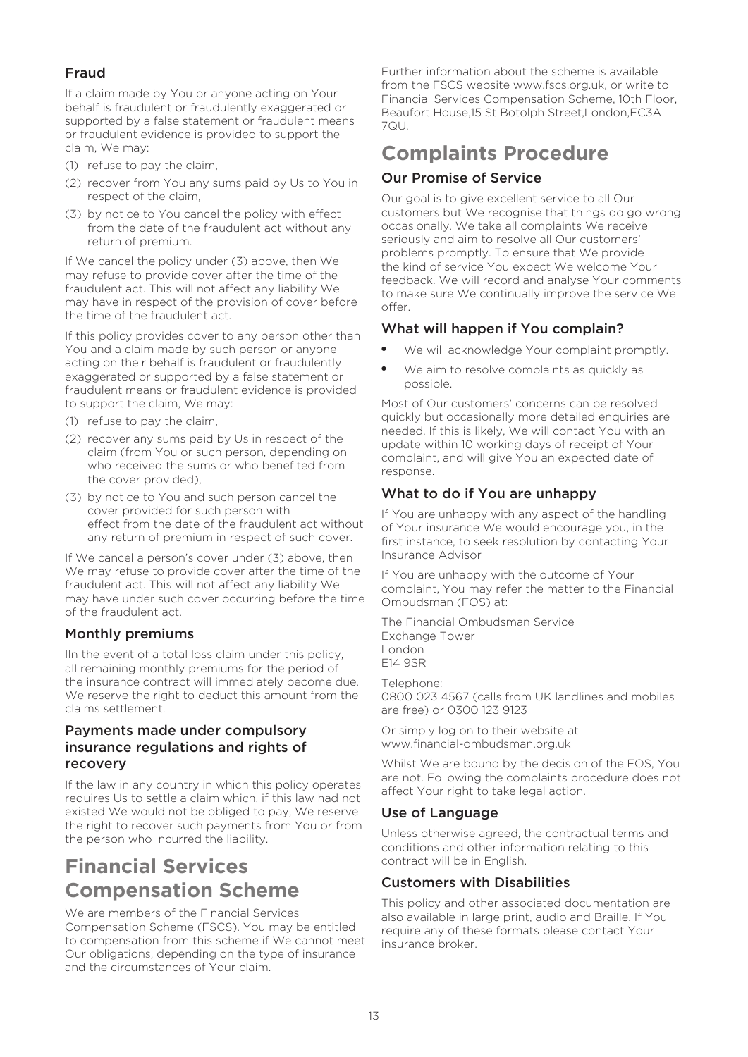### Fraud

If a claim made by You or anyone acting on Your behalf is fraudulent or fraudulently exaggerated or supported by a false statement or fraudulent means or fraudulent evidence is provided to support the claim, We may:

(1) refuse to pay the claim,

(2) recover from You any sums paid by Us to You in respect of the claim,

(3) by notice to You cancel the policy with effect from the date of the fraudulent act without any return of premium.

If We cancel the policy under (3) above, then We may refuse to provide cover after the time of the fraudulent act. This will not affect any liability We may have in respect of the provision of cover before the time of the fraudulent act.

If this policy provides cover to any person other than You and a claim made by such person or anyone acting on their behalf is fraudulent or fraudulently exaggerated or supported by a false statement or fraudulent means or fraudulent evidence is provided to support the claim, We may:

(1) refuse to pay the claim,

(2) recover any sums paid by Us in respect of the claim (from You or such person, depending on who received the sums or who benefited from the cover provided),

(3) by notice to You and such person cancel the cover provided for such person with effect from the date of the fraudulent act without any return of premium in respect of such cover.

If We cancel a person's cover under (3) above, then We may refuse to provide cover after the time of the fraudulent act. This will not affect any liability We may have under such cover occurring before the time of the fraudulent act.

### Monthly premiums

IIn the event of a total loss claim under this policy, all remaining monthly premiums for the period of the insurance contract will immediately become due. We reserve the right to deduct this amount from the claims settlement.

### Payments made under compulsory insurance regulations and rights of recovery

If the law in any country in which this policy operates requires Us to settle a claim which, if this law had not existed We would not be obliged to pay, We reserve the right to recover such payments from You or from the person who incurred the liability.

## Financial Services Compensation Scheme

We are members of the Financial Services Compensation Scheme (FSCS). You may be entitled to compensation from this scheme if We cannot meet Our obligations, depending on the type of insurance and the circumstances of Your claim.

Further information about the scheme is available from the FSCS website www.fscs.org.uk, or write to Financial Services Compensation Scheme, 10th Floor, Beaufort House,15 St Botolph Street,London,EC3A 7QU.

## Complaints Procedure

### Our Promise of Service

Our goal is to give excellent service to all Our customers but We recognise that things do go wrong occasionally. We take all complaints We receive seriously and aim to resolve all Our customers' problems promptly. To ensure that We provide the kind of service You expect We welcome Your feedback. We will record and analyse Your comments to make sure We continually improve the service We offer.

### What will happen if You complain?

- We will acknowledge Your complaint promptly.
- We aim to resolve complaints as quickly as possible.

Most of Our customers' concerns can be resolved quickly but occasionally more detailed enquiries are needed. If this is likely, We will contact You with an update within 10 working days of receipt of Your complaint, and will give You an expected date of response.

### What to do if You are unhappy

If You are unhappy with any aspect of the handling of Your insurance We would encourage you, in the first instance, to seek resolution by contacting Your Insurance Advisor

If You are unhappy with the outcome of Your complaint, You may refer the matter to the Financial Ombudsman (FOS) at:

The Financial Ombudsman Service
Exchange Tower
London
E14 9SR

Telephone:
0800 023 4567 (calls from UK landlines and mobiles are free) or 0300 123 9123

Or simply log on to their website at www.financial-ombudsman.org.uk

Whilst We are bound by the decision of the FOS, You are not. Following the complaints procedure does not affect Your right to take legal action.

### Use of Language

Unless otherwise agreed, the contractual terms and conditions and other information relating to this contract will be in English.

### Customers with Disabilities

This policy and other associated documentation are also available in large print, audio and Braille. If You require any of these formats please contact Your insurance broker.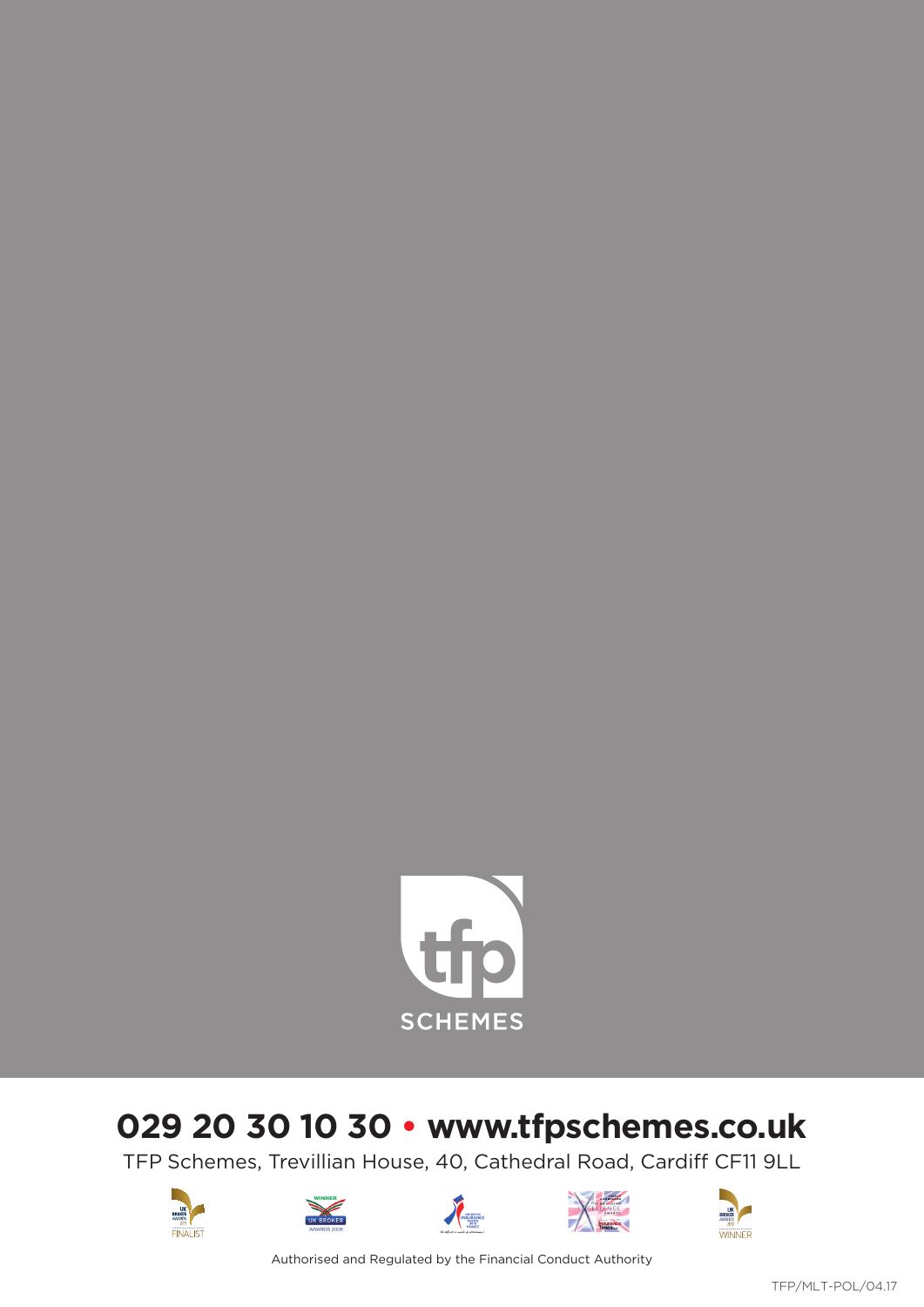tfp SCHEMES

**029 20 30 10 30 • www.tfpschemes.co.uk**

TFP Schemes, Trevillian House, 40, Cathedral Road, Cardiff CF11 9LL

Authorised and Regulated by the Financial Conduct Authority

TFP/MLT-POL/04.17